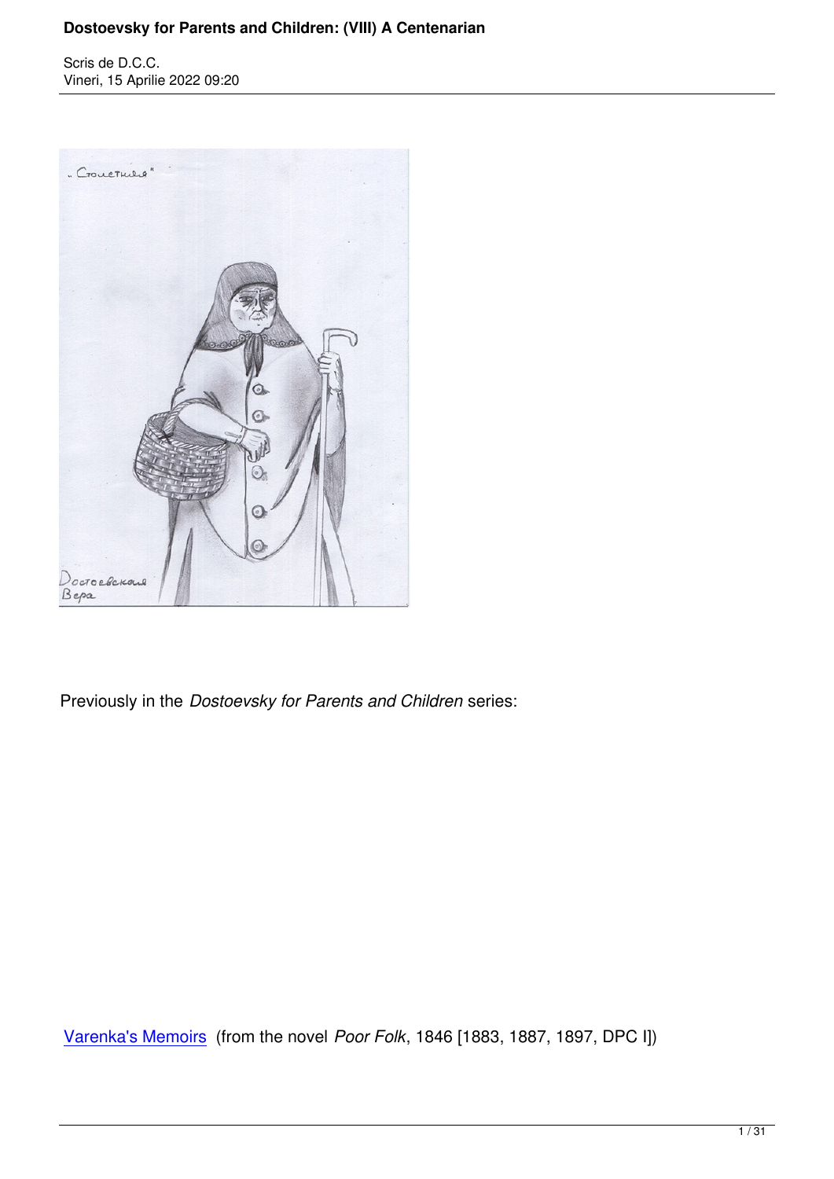Previously in the *Dostoevsky for Parents and Children* series:

Varenka's Memoirs (from the novel *Poor Folk*, 1846 [1883, 1887, 1897, DPC I])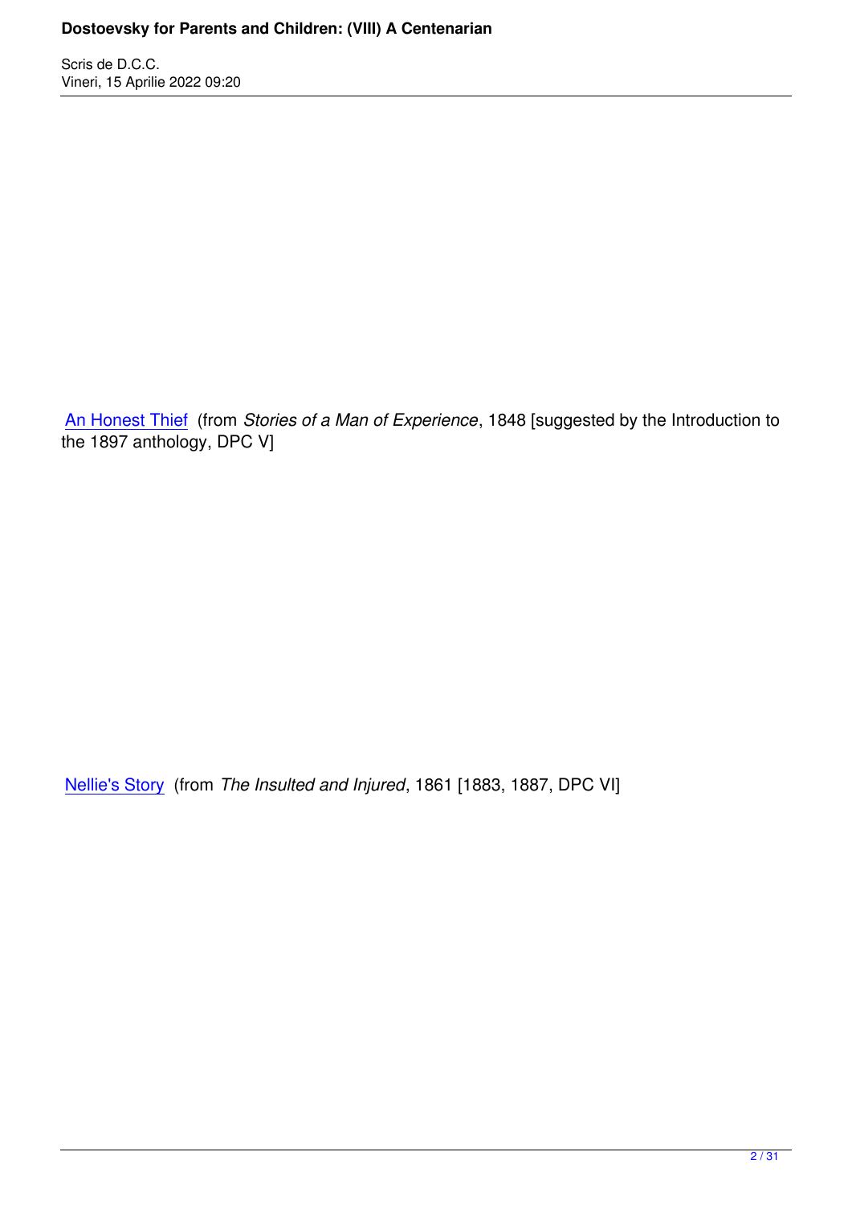An Honest Thief (from *Stories of a Man of Experience*, 1848 [suggested by the Introduction to the 1897 anthology, DPC V]

Nellie's Story (from *The Insulted and Injured*, 1861 [1883, 1887, DPC VI]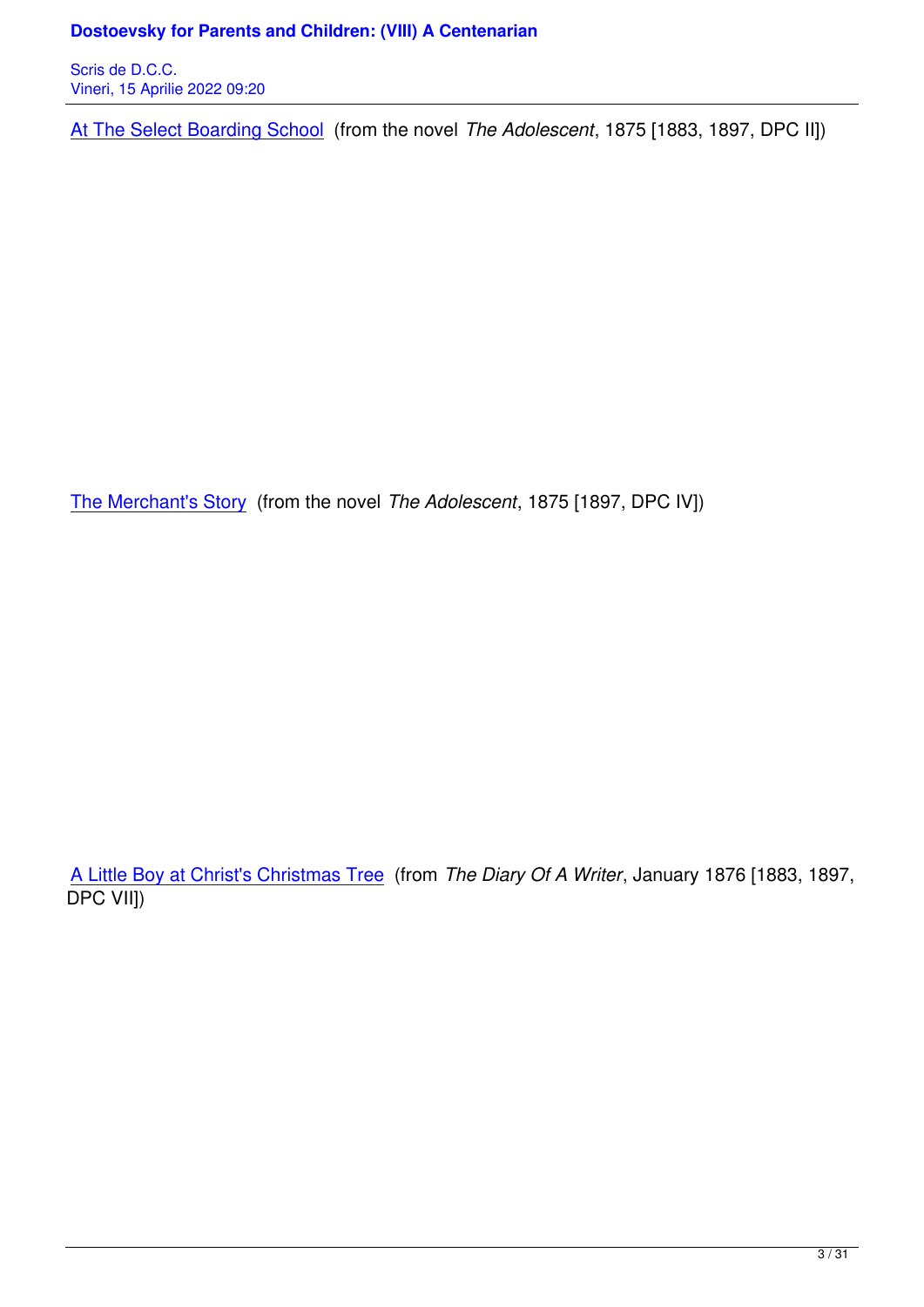At The Select Boarding School (from the novel *The Adolescent*, 1875 [1883, 1897, DPC II])

The Merchant's Story (from the novel *The Adolescent*, 1875 [1897, DPC IV])

A Little Boy at Christ's Christmas Tree (from *The Diary Of A Writer*, January 1876 [1883, 1897, DPC VII])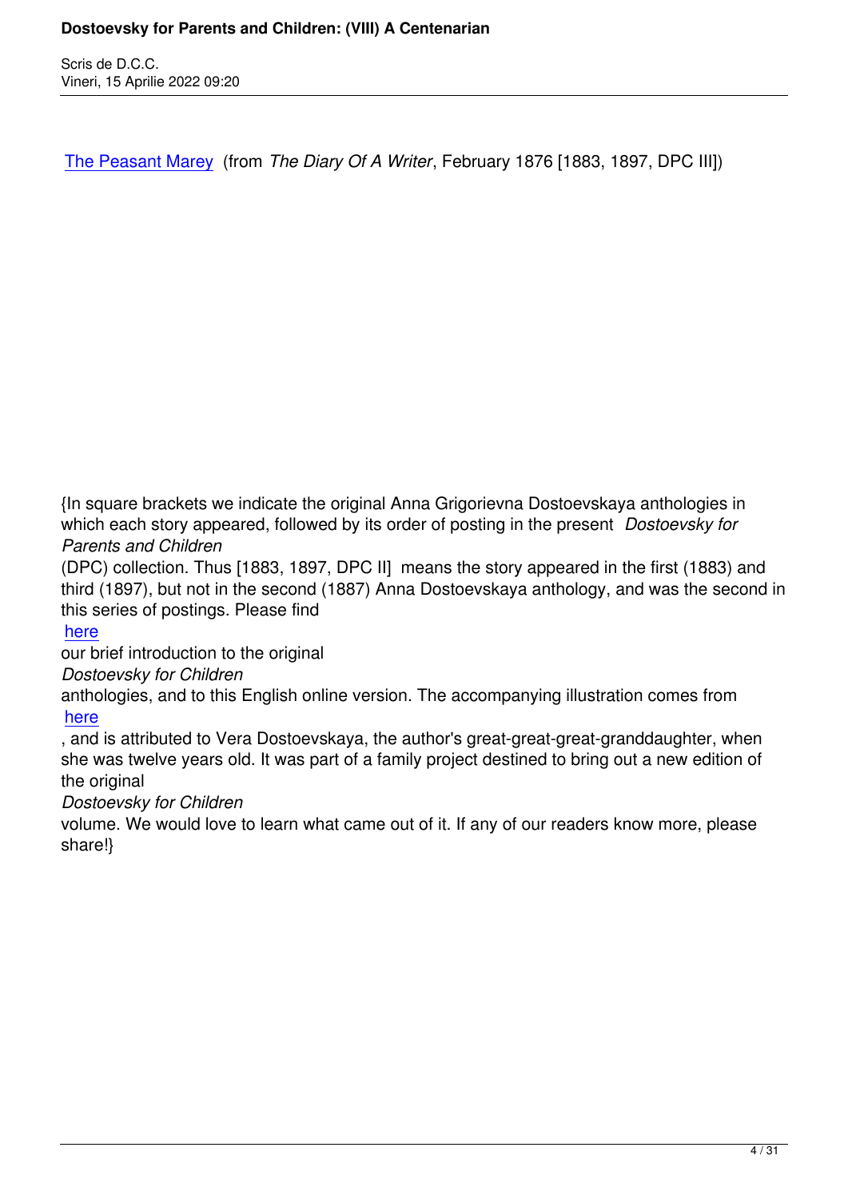The Peasant Marey (from *The Diary Of A Writer*, February 1876 [1883, 1897, DPC III])

{In square brackets we indicate the original Anna Grigorievna Dostoevskaya anthologies in which each story appeared, followed by its order of posting in the present *Dostoevsky for Parents and Children* (DPC) collection. Thus [1883, 1897, DPC II] means the story appeared in the first (1883) and third (1897), but not in the second (1887) Anna Dostoevskaya anthology, and was the second in this series of postings. Please find here our brief introduction to the original *Dostoevsky for Children* anthologies, and to this English online version. The accompanying illustration comes from here, and is attributed to Vera Dostoevskaya, the author's great-great-great-granddaughter, when she was twelve years old. It was part of a family project destined to bring out a new edition of the original *Dostoevsky for Children* volume. We would love to learn what came out of it. If any of our readers know more, please share!}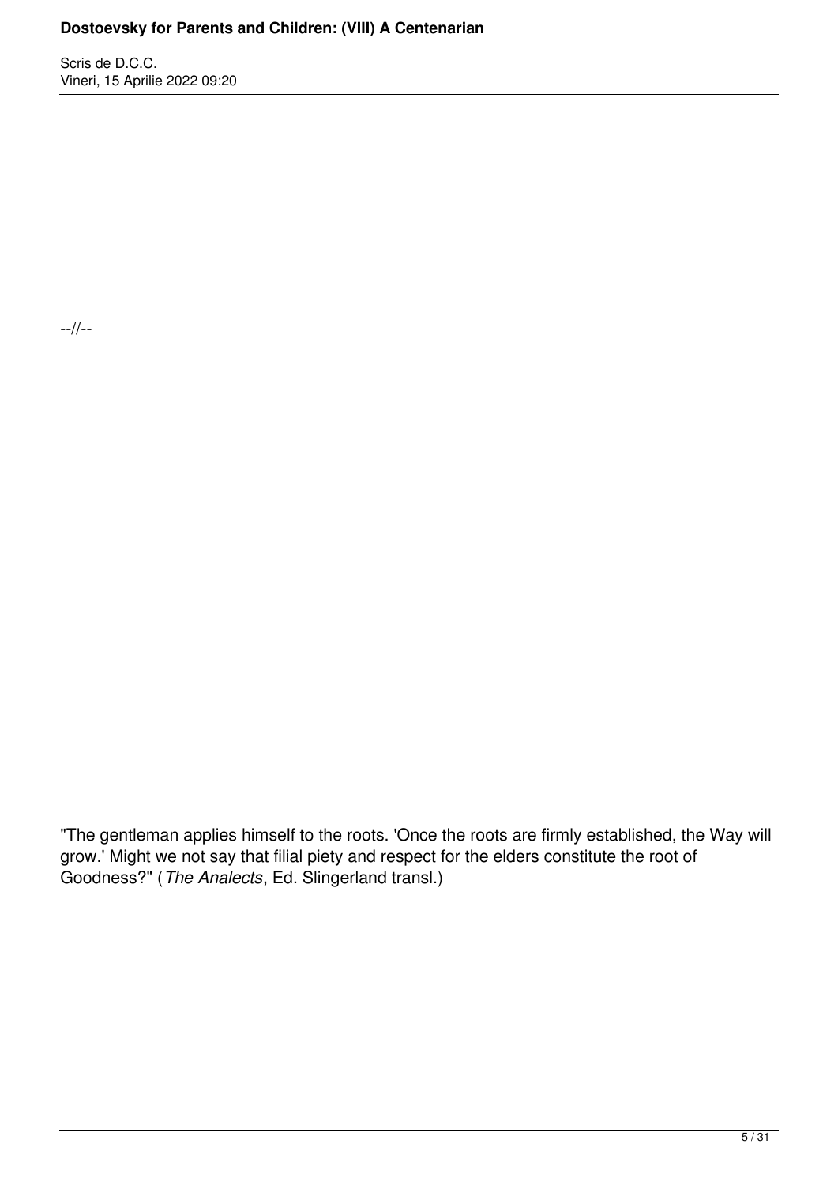--//--

"The gentleman applies himself to the roots. 'Once the roots are firmly established, the Way will grow.' Might we not say that filial piety and respect for the elders constitute the root of Goodness?" (*The Analects*, Ed. Slingerland transl.)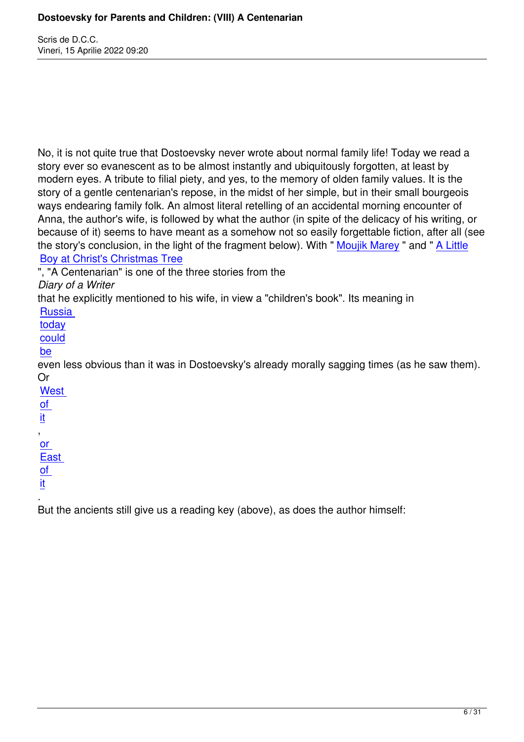No, it is not quite true that Dostoevsky never wrote about normal family life! Today we read a story ever so evanescent as to be almost instantly and ubiquitously forgotten, at least by modern eyes. A tribute to filial piety, and yes, to the memory of olden family values. It is the story of a gentle centenarian's repose, in the midst of her simple, but in their small bourgeois ways endearing family folk. An almost literal retelling of an accidental morning encounter of Anna, the author's wife, is followed by what the author (in spite of the delicacy of his writing, or because of it) seems to have meant as a somehow not so easily forgettable fiction, after all (see the story's conclusion, in the light of the fragment below). With " Moujik Marey " and " A Little Boy at Christ's Christmas Tree ", "A Centenarian" is one of the three stories from the *Diary of a Writer* that he explicitly mentioned to his wife, in view a "children's book". Its meaning in Russia today could be even less obvious than it was in Dostoevsky's already morally sagging times (as he saw them). Or West of it, or East of it.

But the ancients still give us a reading key (above), as does the author himself: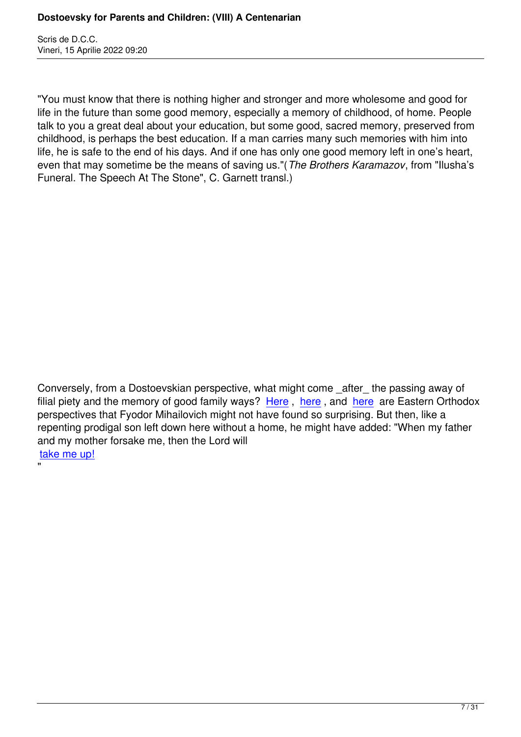"You must know that there is nothing higher and stronger and more wholesome and good for life in the future than some good memory, especially a memory of childhood, of home. People talk to you a great deal about your education, but some good, sacred memory, preserved from childhood, is perhaps the best education. If a man carries many such memories with him into life, he is safe to the end of his days. And if one has only one good memory left in one's heart, even that may sometime be the means of saving us."(*The Brothers Karamazov*, from "Ilusha's Funeral. The Speech At The Stone", C. Garnett transl.)

Conversely, from a Dostoevskian perspective, what might come _after_ the passing away of filial piety and the memory of good family ways? Here , here , and here are Eastern Orthodox perspectives that Fyodor Mihailovich might not have found so surprising. But then, like a repenting prodigal son left down here without a home, he might have added: "When my father and my mother forsake me, then the Lord will take me up!"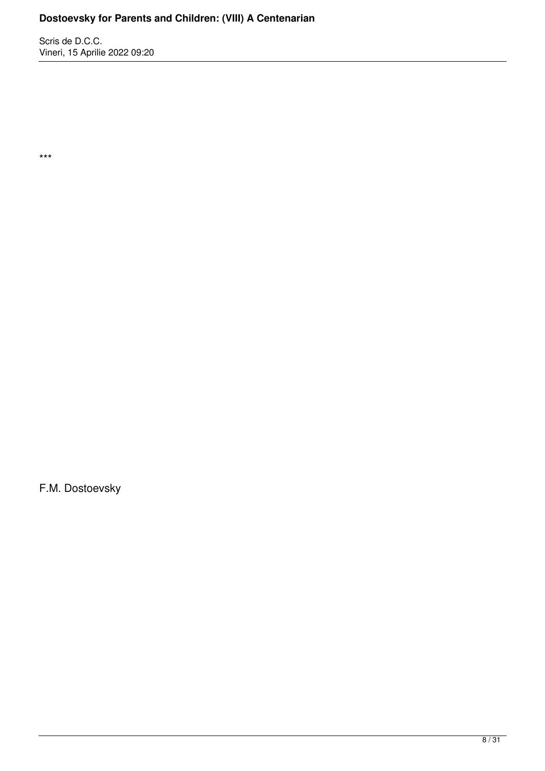***

F.M. Dostoevsky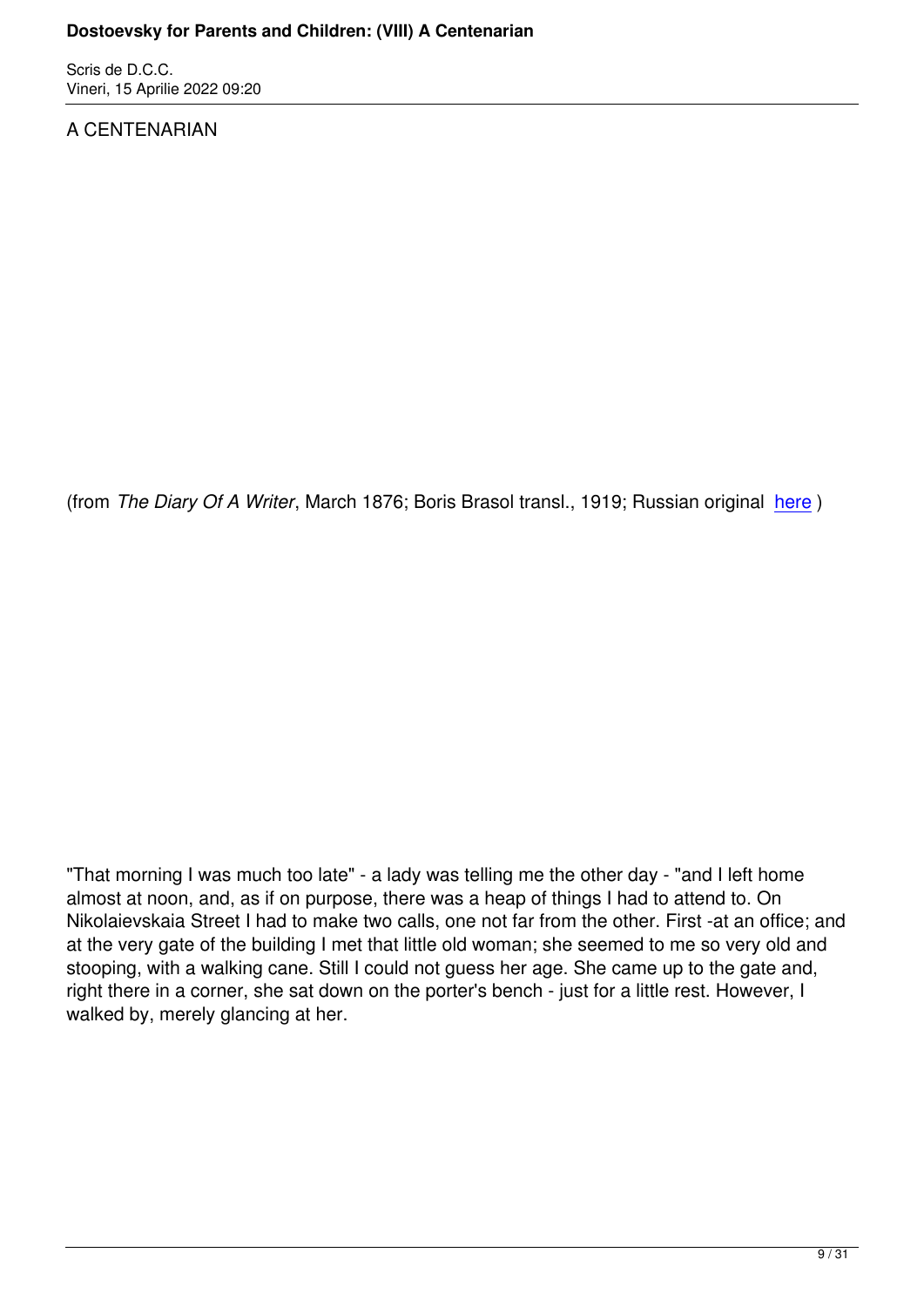A CENTENARIAN

(from *The Diary Of A Writer*, March 1876; Boris Brasol transl., 1919; Russian original here )

"That morning I was much too late" - a lady was telling me the other day - "and I left home almost at noon, and, as if on purpose, there was a heap of things I had to attend to. On Nikolaievskaia Street I had to make two calls, one not far from the other. First -at an office; and at the very gate of the building I met that little old woman; she seemed to me so very old and stooping, with a walking cane. Still I could not guess her age. She came up to the gate and, right there in a corner, she sat down on the porter's bench - just for a little rest. However, I walked by, merely glancing at her.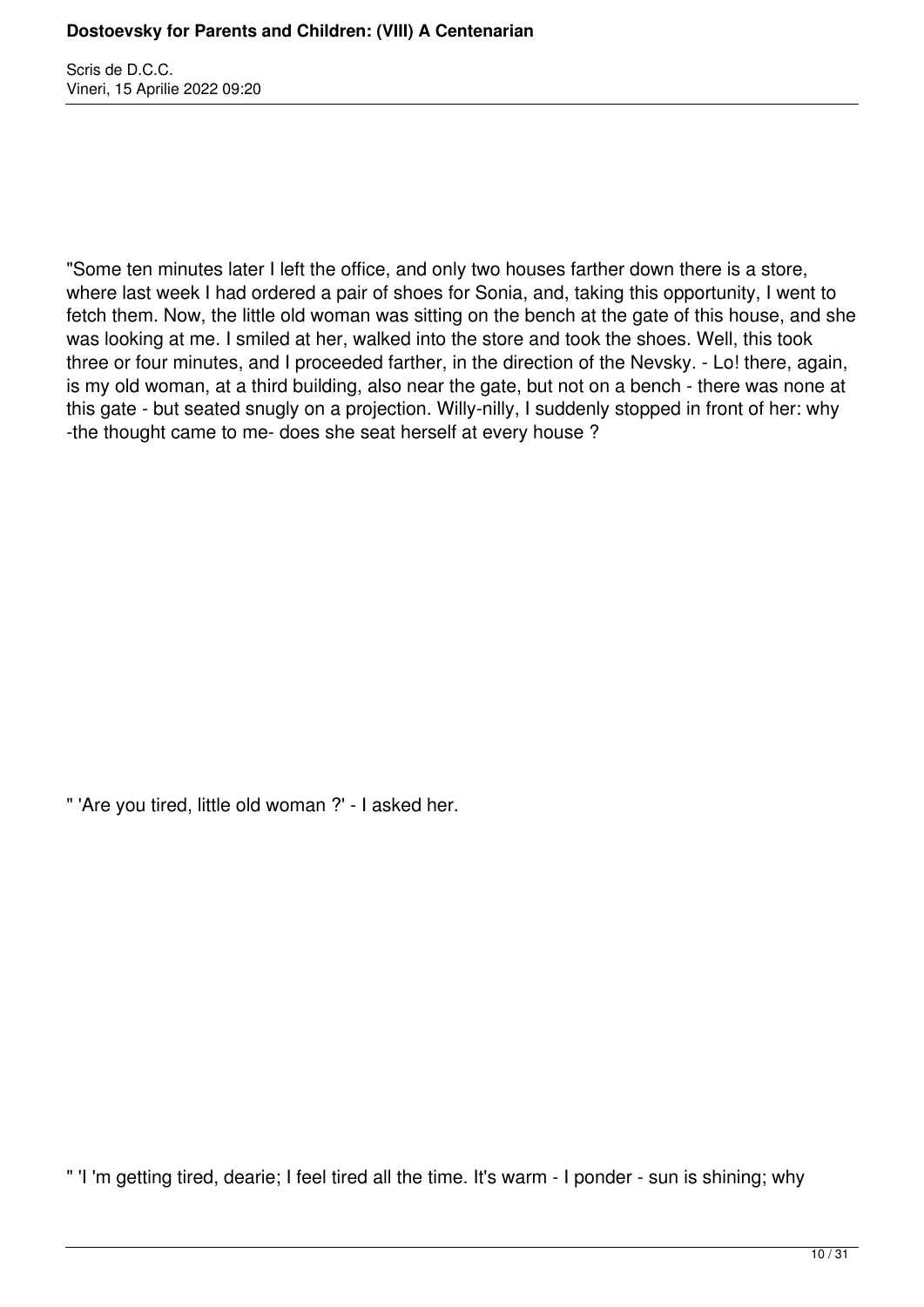"Some ten minutes later I left the office, and only two houses farther down there is a store, where last week I had ordered a pair of shoes for Sonia, and, taking this opportunity, I went to fetch them. Now, the little old woman was sitting on the bench at the gate of this house, and she was looking at me. I smiled at her, walked into the store and took the shoes. Well, this took three or four minutes, and I proceeded farther, in the direction of the Nevsky. - Lo! there, again, is my old woman, at a third building, also near the gate, but not on a bench - there was none at this gate - but seated snugly on a projection. Willy-nilly, I suddenly stopped in front of her: why -the thought came to me- does she seat herself at every house ?

" 'Are you tired, little old woman ?' - I asked her.

" 'I 'm getting tired, dearie; I feel tired all the time. It's warm - I ponder - sun is shining; why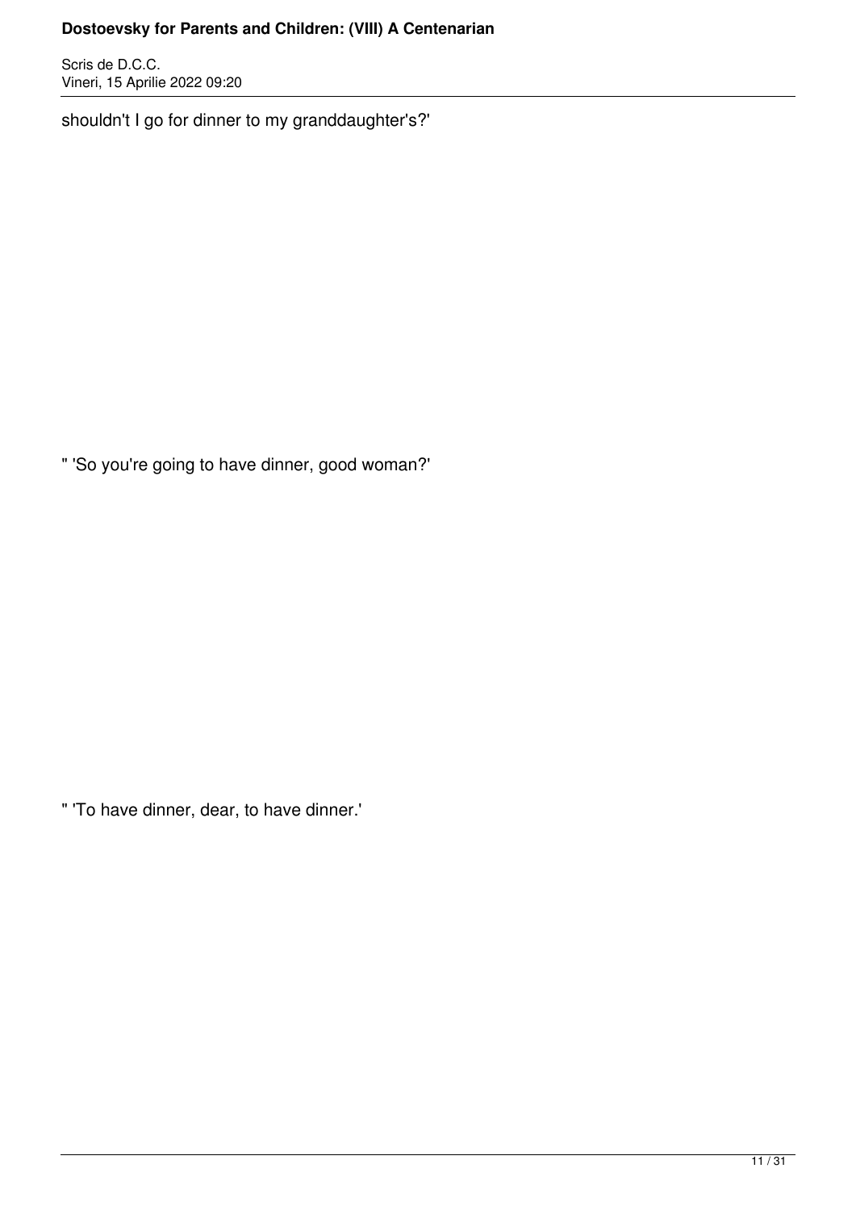shouldn't I go for dinner to my granddaughter's?'

" 'So you're going to have dinner, good woman?'

" 'To have dinner, dear, to have dinner.'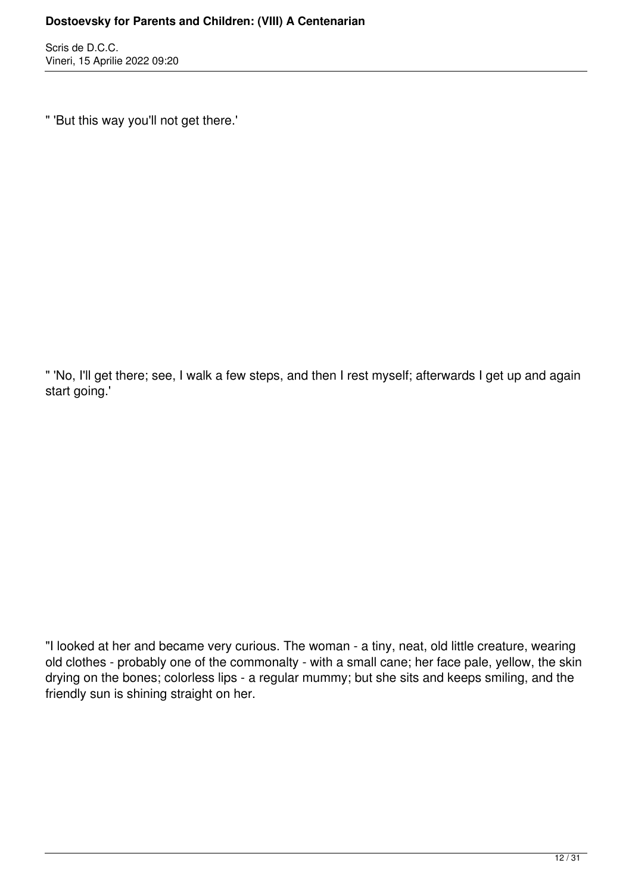" 'But this way you'll not get there.'

" 'No, I'll get there; see, I walk a few steps, and then I rest myself; afterwards I get up and again start going.'

"I looked at her and became very curious. The woman - a tiny, neat, old little creature, wearing old clothes - probably one of the commonalty - with a small cane; her face pale, yellow, the skin drying on the bones; colorless lips - a regular mummy; but she sits and keeps smiling, and the friendly sun is shining straight on her.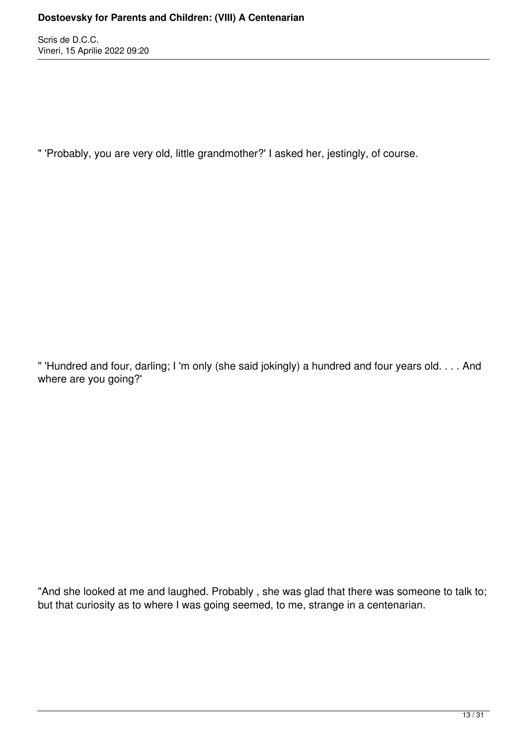" 'Probably, you are very old, little grandmother?' I asked her, jestingly, of course.

" 'Hundred and four, darling; I 'm only (she said jokingly) a hundred and four years old. . . . And where are you going?'

"And she looked at me and laughed. Probably , she was glad that there was someone to talk to; but that curiosity as to where I was going seemed, to me, strange in a centenarian.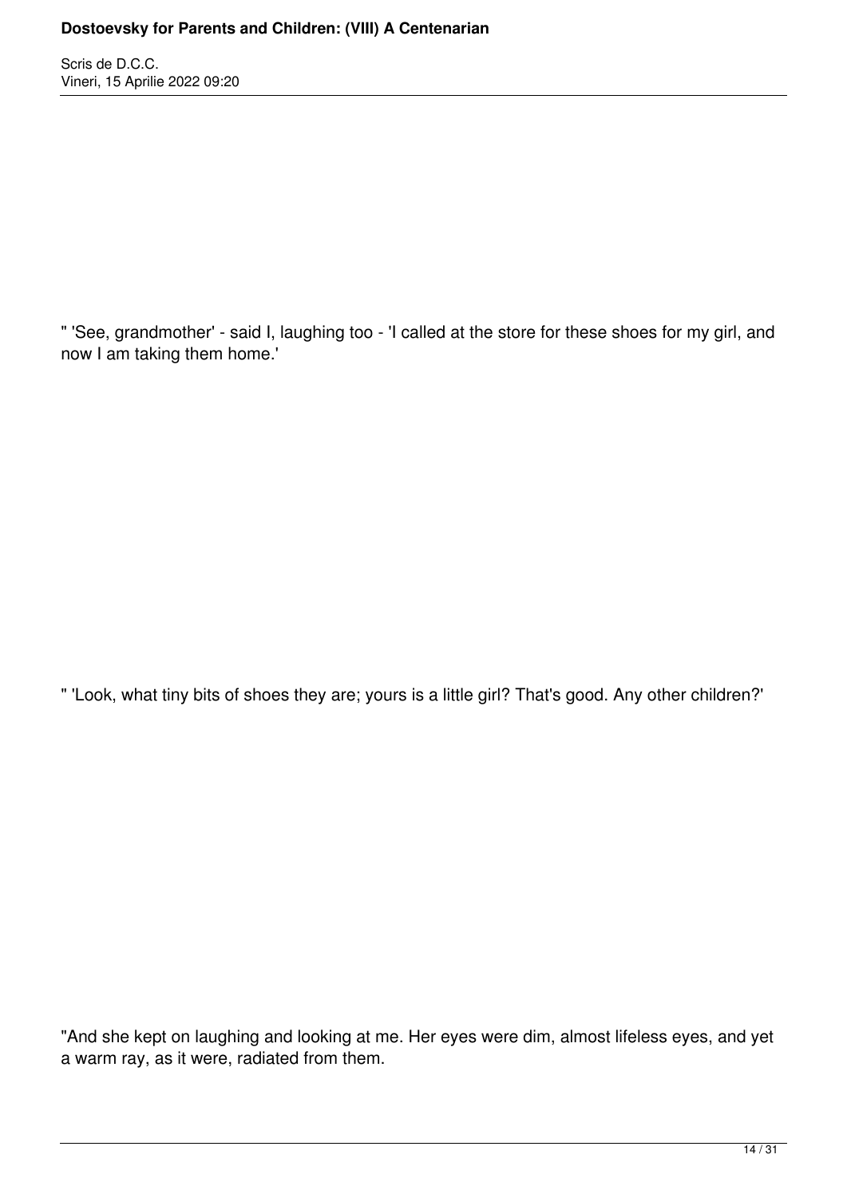" 'See, grandmother' - said I, laughing too - 'I called at the store for these shoes for my girl, and now I am taking them home.'

" 'Look, what tiny bits of shoes they are; yours is a little girl? That's good. Any other children?'

"And she kept on laughing and looking at me. Her eyes were dim, almost lifeless eyes, and yet a warm ray, as it were, radiated from them.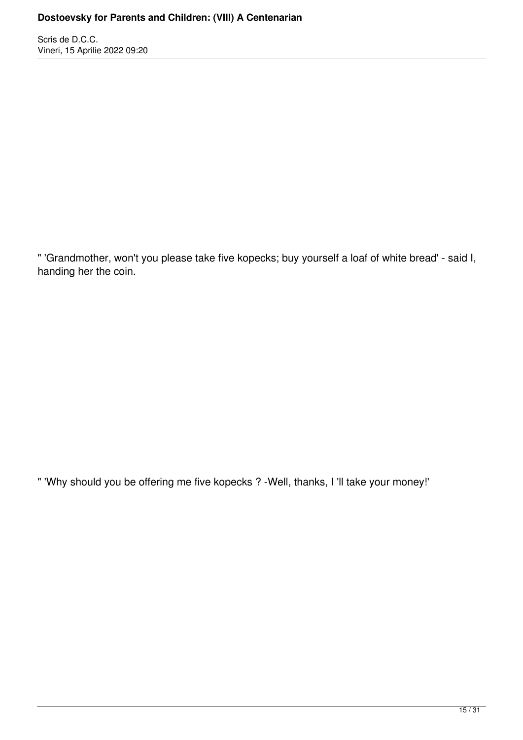" 'Grandmother, won't you please take five kopecks; buy yourself a loaf of white bread' - said I, handing her the coin.

" 'Why should you be offering me five kopecks ? -Well, thanks, I 'll take your money!'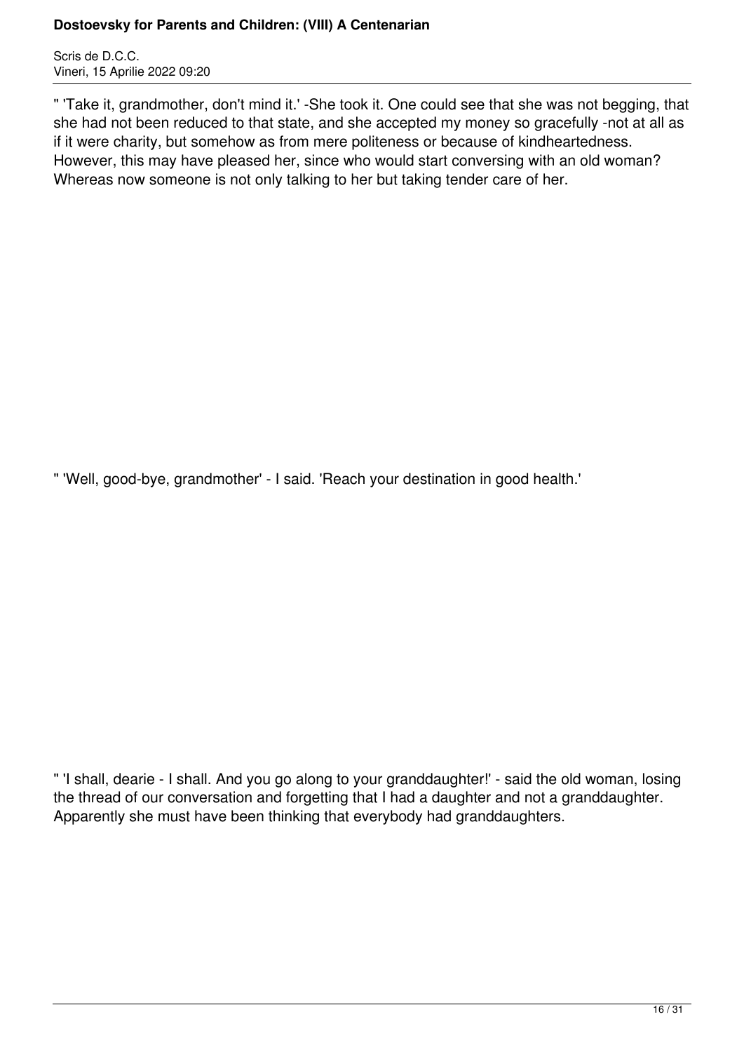" 'Take it, grandmother, don't mind it.' -She took it. One could see that she was not begging, that she had not been reduced to that state, and she accepted my money so gracefully -not at all as if it were charity, but somehow as from mere politeness or because of kindheartedness. However, this may have pleased her, since who would start conversing with an old woman? Whereas now someone is not only talking to her but taking tender care of her.

" 'Well, good-bye, grandmother' - I said. 'Reach your destination in good health.'

" 'I shall, dearie - I shall. And you go along to your granddaughter!' - said the old woman, losing the thread of our conversation and forgetting that I had a daughter and not a granddaughter. Apparently she must have been thinking that everybody had granddaughters.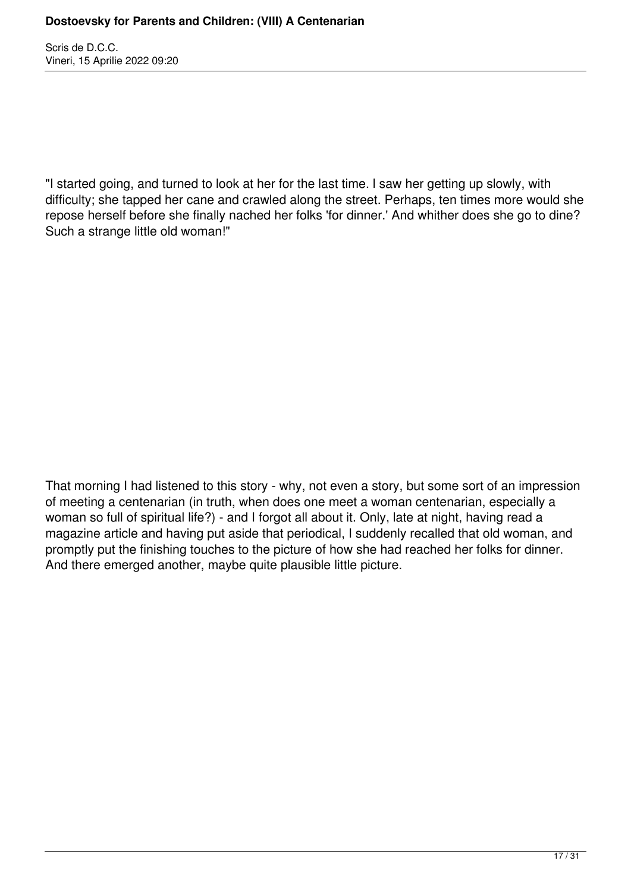"I started going, and turned to look at her for the last time. I saw her getting up slowly, with difficulty; she tapped her cane and crawled along the street. Perhaps, ten times more would she repose herself before she finally nached her folks 'for dinner.' And whither does she go to dine? Such a strange little old woman!"

That morning I had listened to this story - why, not even a story, but some sort of an impression of meeting a centenarian (in truth, when does one meet a woman centenarian, especially a woman so full of spiritual life?) - and I forgot all about it. Only, late at night, having read a magazine article and having put aside that periodical, I suddenly recalled that old woman, and promptly put the finishing touches to the picture of how she had reached her folks for dinner. And there emerged another, maybe quite plausible little picture.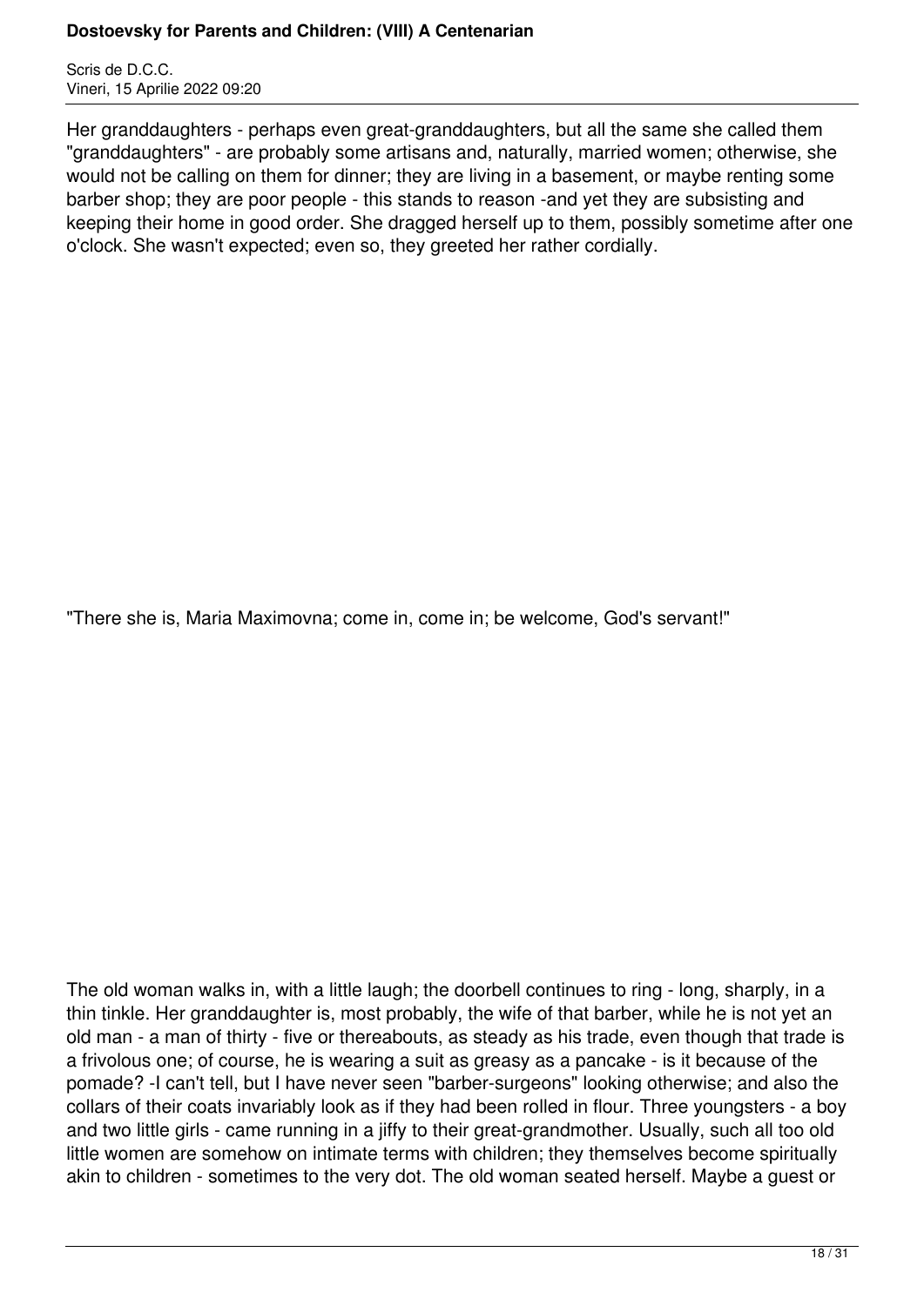Her granddaughters - perhaps even great-granddaughters, but all the same she called them "granddaughters" - are probably some artisans and, naturally, married women; otherwise, she would not be calling on them for dinner; they are living in a basement, or maybe renting some barber shop; they are poor people - this stands to reason -and yet they are subsisting and keeping their home in good order. She dragged herself up to them, possibly sometime after one o'clock. She wasn't expected; even so, they greeted her rather cordially.

"There she is, Maria Maximovna; come in, come in; be welcome, God's servant!"

The old woman walks in, with a little laugh; the doorbell continues to ring - long, sharply, in a thin tinkle. Her granddaughter is, most probably, the wife of that barber, while he is not yet an old man - a man of thirty - five or thereabouts, as steady as his trade, even though that trade is a frivolous one; of course, he is wearing a suit as greasy as a pancake - is it because of the pomade? -I can't tell, but I have never seen "barber-surgeons" looking otherwise; and also the collars of their coats invariably look as if they had been rolled in flour. Three youngsters - a boy and two little girls - came running in a jiffy to their great-grandmother. Usually, such all too old little women are somehow on intimate terms with children; they themselves become spiritually akin to children - sometimes to the very dot. The old woman seated herself. Maybe a guest or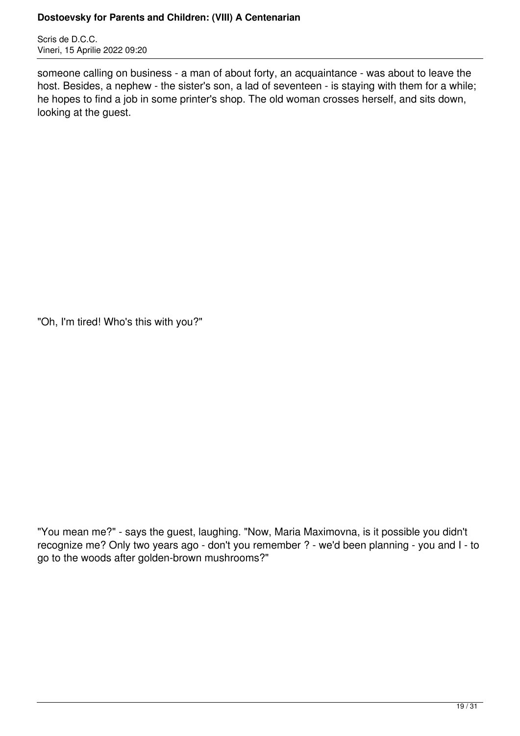someone calling on business - a man of about forty, an acquaintance - was about to leave the host. Besides, a nephew - the sister's son, a lad of seventeen - is staying with them for a while; he hopes to find a job in some printer's shop. The old woman crosses herself, and sits down, looking at the guest.

"Oh, I'm tired! Who's this with you?"

"You mean me?" - says the guest, laughing. "Now, Maria Maximovna, is it possible you didn't recognize me? Only two years ago - don't you remember ? - we'd been planning - you and I - to go to the woods after golden-brown mushrooms?"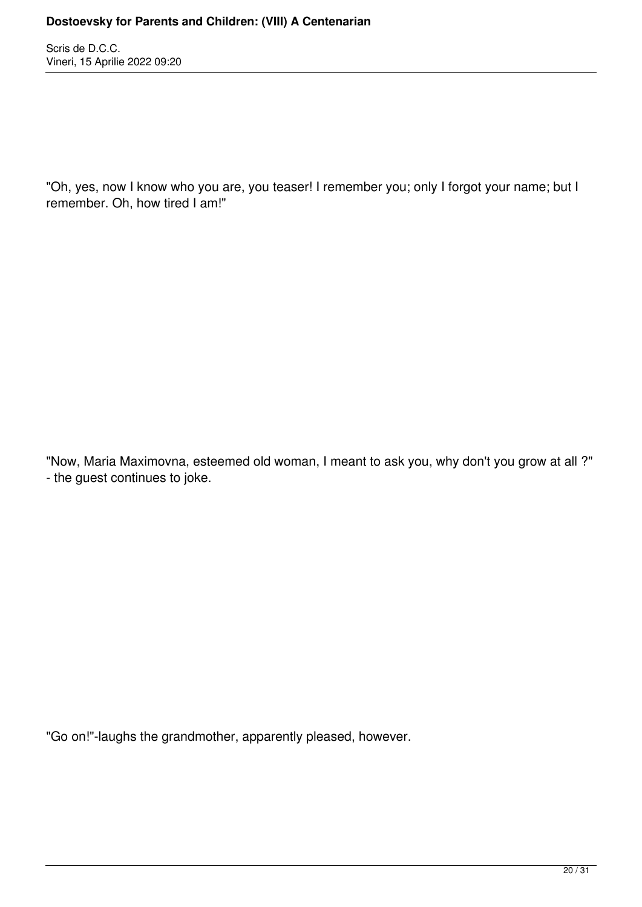"Oh, yes, now I know who you are, you teaser! I remember you; only I forgot your name; but I remember. Oh, how tired I am!"

"Now, Maria Maximovna, esteemed old woman, I meant to ask you, why don't you grow at all ?" - the guest continues to joke.

"Go on!"-laughs the grandmother, apparently pleased, however.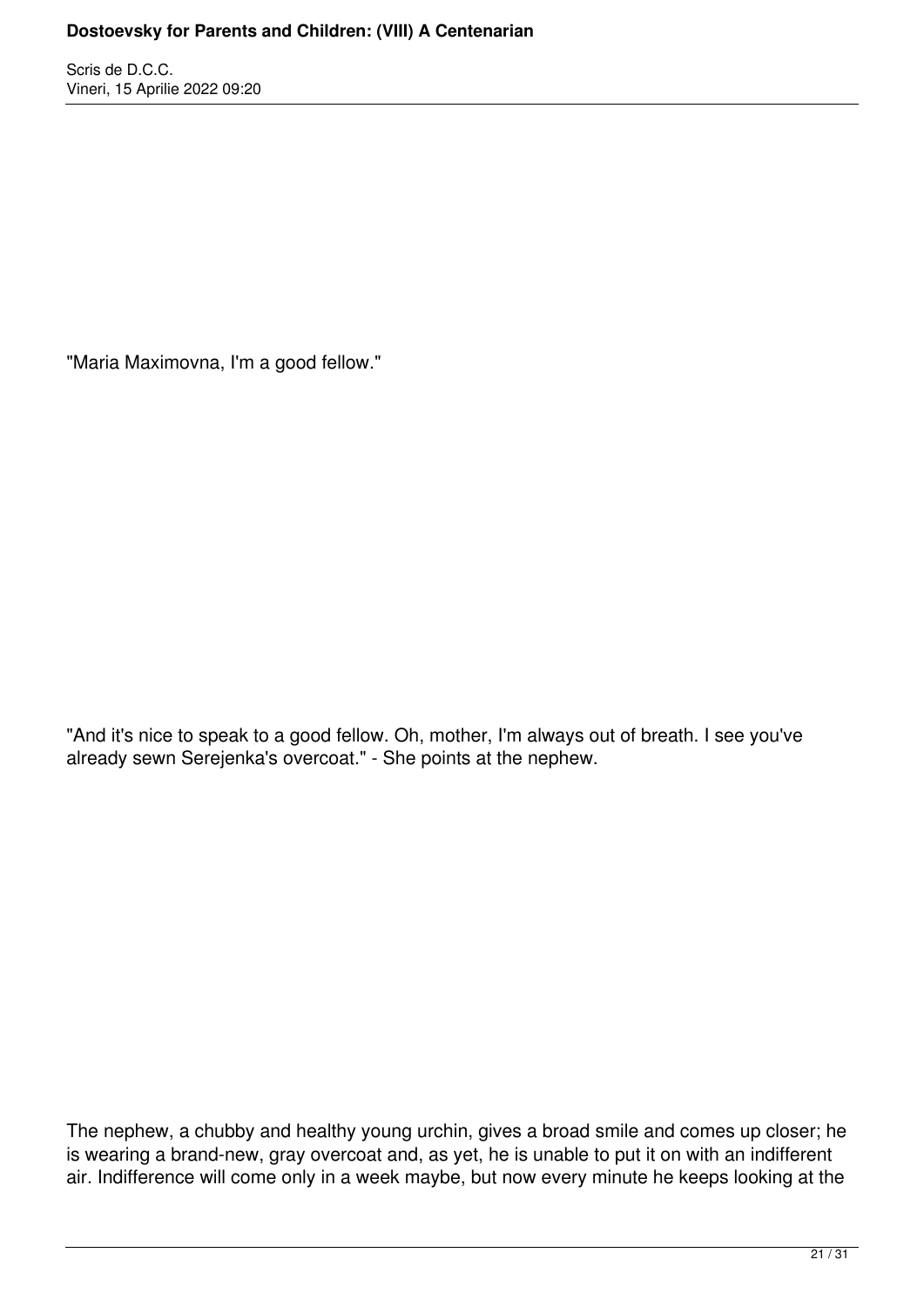"Maria Maximovna, I'm a good fellow."

"And it's nice to speak to a good fellow. Oh, mother, I'm always out of breath. I see you've already sewn Serejenka's overcoat." - She points at the nephew.

The nephew, a chubby and healthy young urchin, gives a broad smile and comes up closer; he is wearing a brand-new, gray overcoat and, as yet, he is unable to put it on with an indifferent air. Indifference will come only in a week maybe, but now every minute he keeps looking at the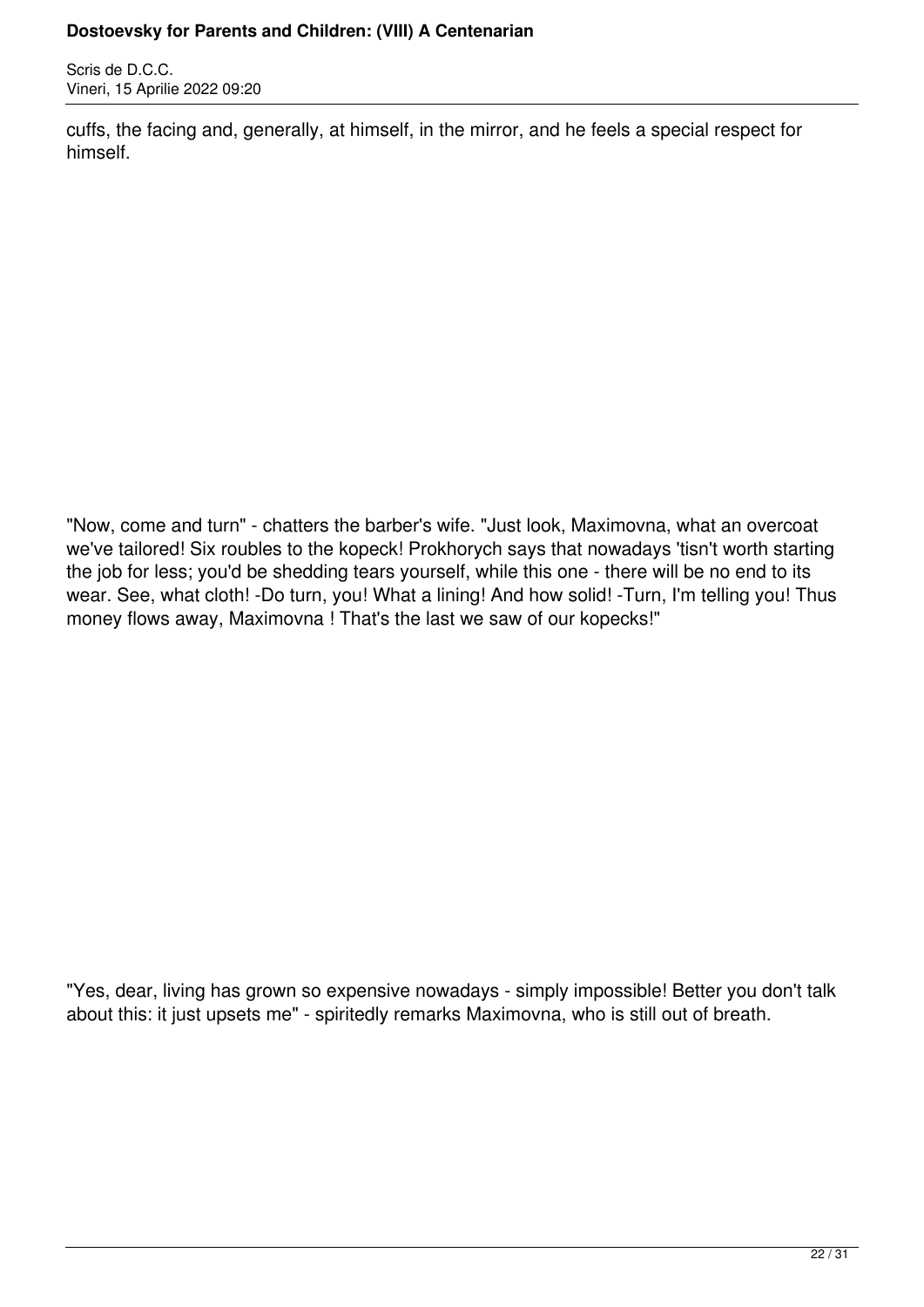cuffs, the facing and, generally, at himself, in the mirror, and he feels a special respect for himself.

"Now, come and turn" - chatters the barber's wife. "Just look, Maximovna, what an overcoat we've tailored! Six roubles to the kopeck! Prokhorych says that nowadays 'tisn't worth starting the job for less; you'd be shedding tears yourself, while this one - there will be no end to its wear. See, what cloth! -Do turn, you! What a lining! And how solid! -Turn, I'm telling you! Thus money flows away, Maximovna ! That's the last we saw of our kopecks!"

"Yes, dear, living has grown so expensive nowadays - simply impossible! Better you don't talk about this: it just upsets me" - spiritedly remarks Maximovna, who is still out of breath.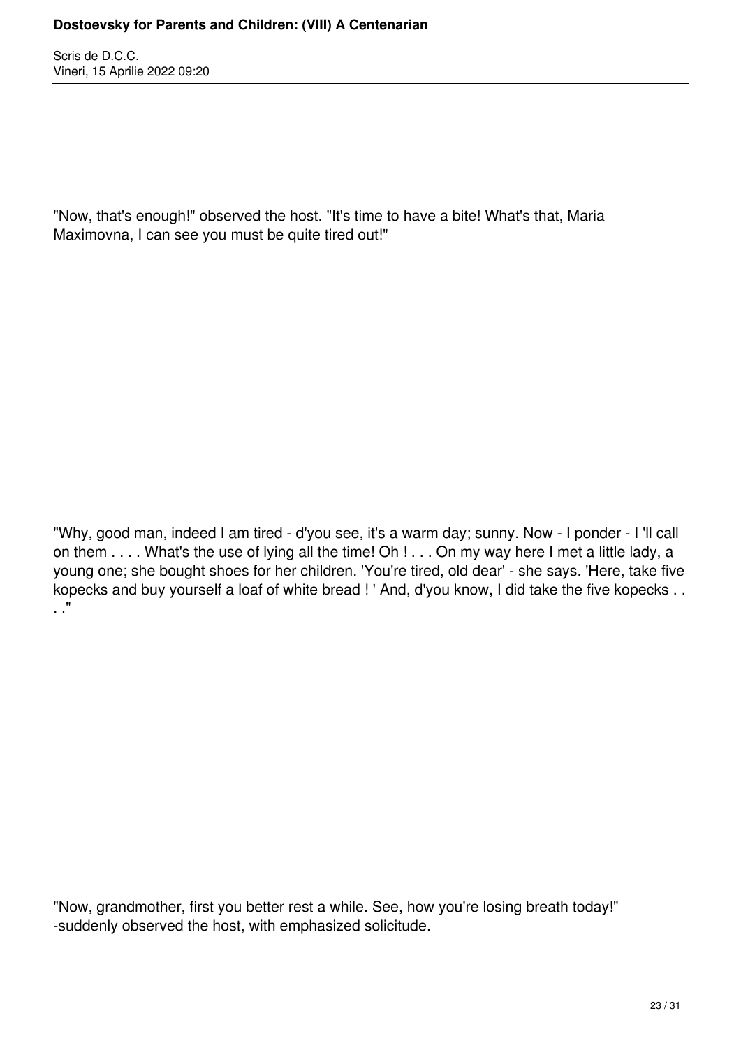"Now, that's enough!" observed the host. "It's time to have a bite! What's that, Maria Maximovna, I can see you must be quite tired out!"

"Why, good man, indeed I am tired - d'you see, it's a warm day; sunny. Now - I ponder - I 'll call on them . . . . What's the use of lying all the time! Oh ! . . . On my way here I met a little lady, a young one; she bought shoes for her children. 'You're tired, old dear' - she says. 'Here, take five kopecks and buy yourself a loaf of white bread ! ' And, d'you know, I did take the five kopecks . . . ."

"Now, grandmother, first you better rest a while. See, how you're losing breath today!" -suddenly observed the host, with emphasized solicitude.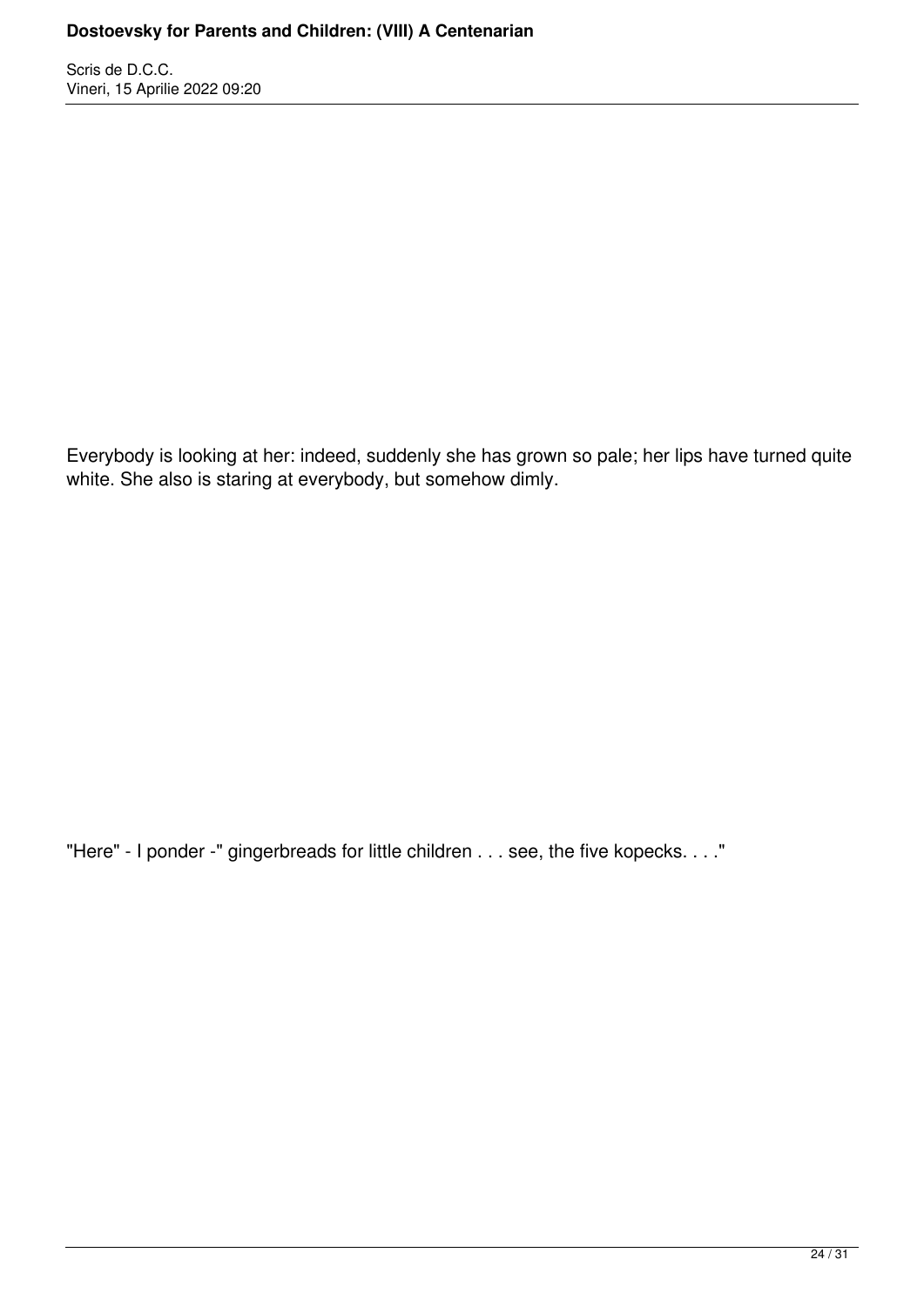Everybody is looking at her: indeed, suddenly she has grown so pale; her lips have turned quite white. She also is staring at everybody, but somehow dimly.

"Here" - I ponder -" gingerbreads for little children . . . see, the five kopecks. . . ."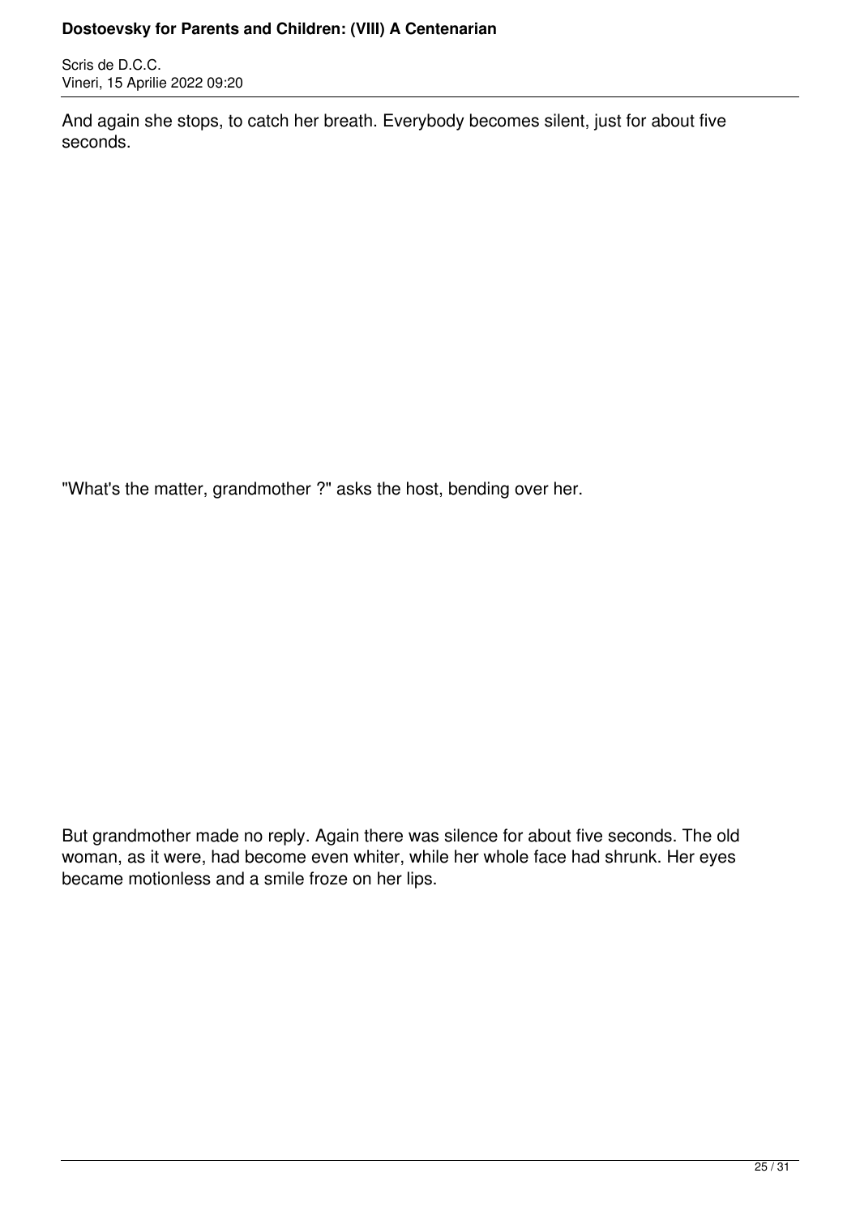And again she stops, to catch her breath. Everybody becomes silent, just for about five seconds.

"What's the matter, grandmother ?" asks the host, bending over her.

But grandmother made no reply. Again there was silence for about five seconds. The old woman, as it were, had become even whiter, while her whole face had shrunk. Her eyes became motionless and a smile froze on her lips.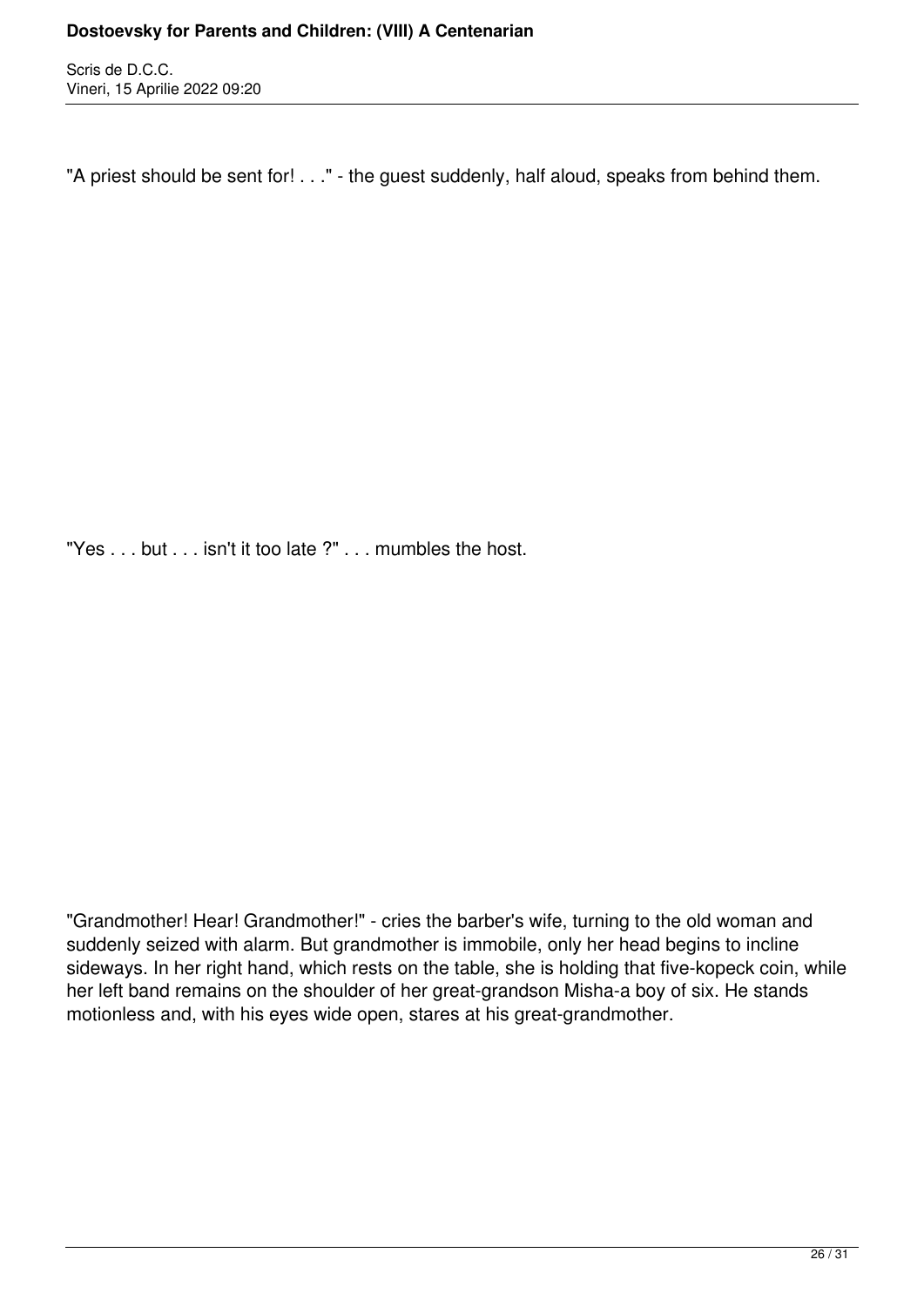"A priest should be sent for! . . ." - the guest suddenly, half aloud, speaks from behind them.

"Yes . . . but . . . isn't it too late ?" . . . mumbles the host.

"Grandmother! Hear! Grandmother!" - cries the barber's wife, turning to the old woman and suddenly seized with alarm. But grandmother is immobile, only her head begins to incline sideways. In her right hand, which rests on the table, she is holding that five-kopeck coin, while her left band remains on the shoulder of her great-grandson Misha-a boy of six. He stands motionless and, with his eyes wide open, stares at his great-grandmother.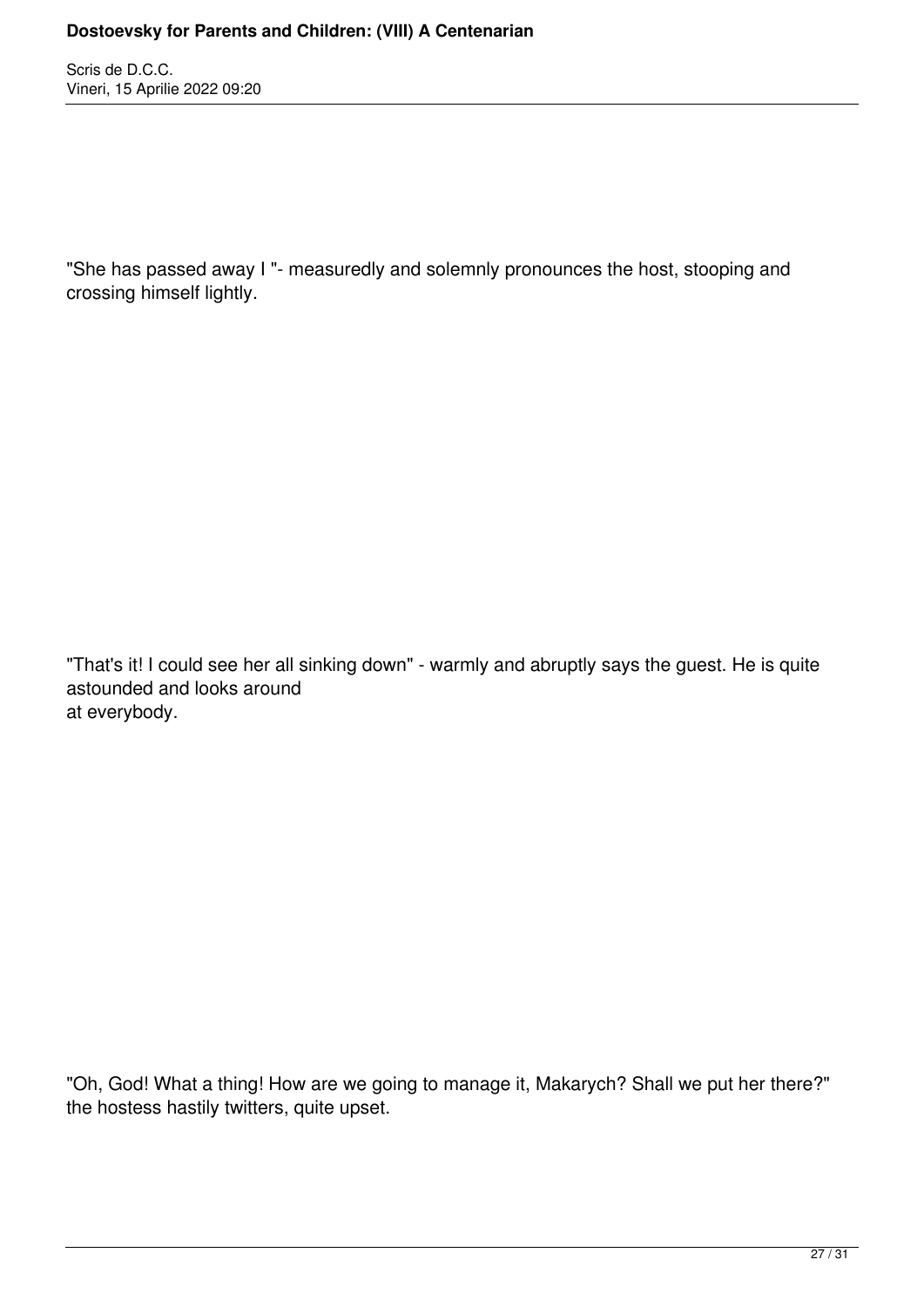"She has passed away I "- measuredly and solemnly pronounces the host, stooping and crossing himself lightly.

"That's it! I could see her all sinking down" - warmly and abruptly says the guest. He is quite astounded and looks around at everybody.

"Oh, God! What a thing! How are we going to manage it, Makarych? Shall we put her there?" the hostess hastily twitters, quite upset.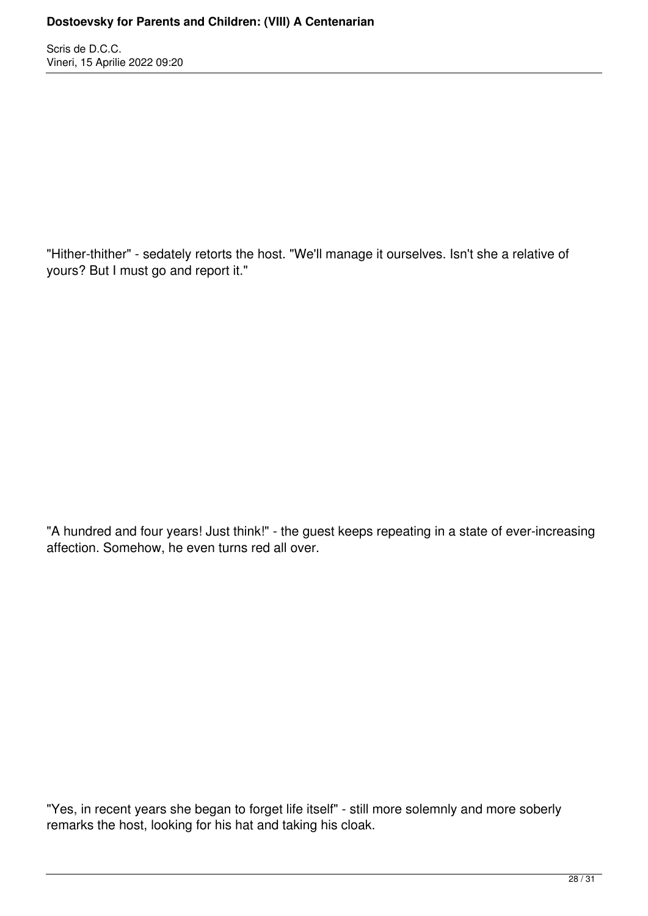"Hither-thither" - sedately retorts the host. "We'll manage it ourselves. Isn't she a relative of yours? But I must go and report it."

"A hundred and four years! Just think!" - the guest keeps repeating in a state of ever-increasing affection. Somehow, he even turns red all over.

"Yes, in recent years she began to forget life itself" - still more solemnly and more soberly remarks the host, looking for his hat and taking his cloak.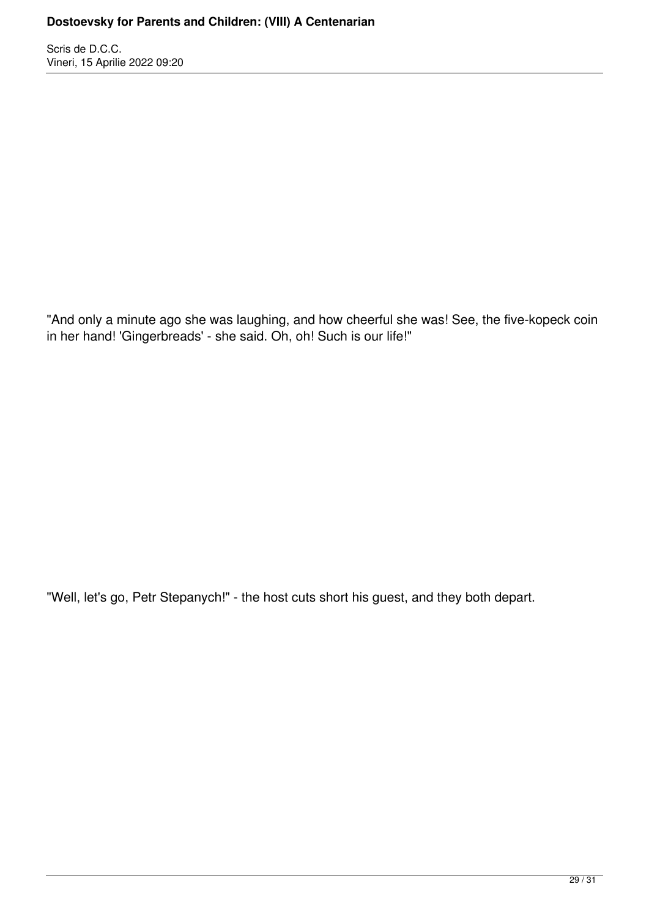"And only a minute ago she was laughing, and how cheerful she was! See, the five-kopeck coin in her hand! 'Gingerbreads' - she said. Oh, oh! Such is our life!"

"Well, let's go, Petr Stepanych!" - the host cuts short his guest, and they both depart.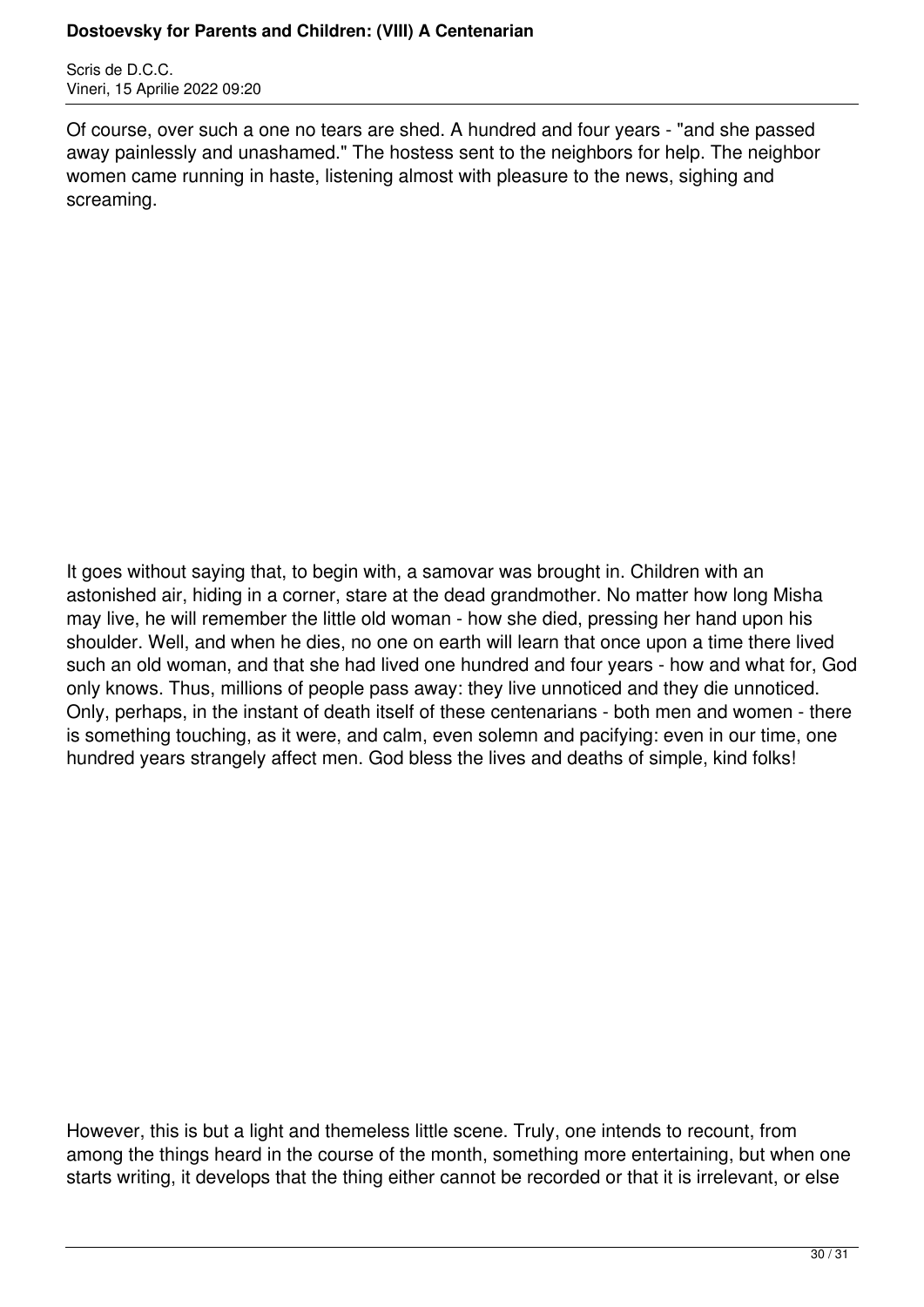Of course, over such a one no tears are shed. A hundred and four years - "and she passed away painlessly and unashamed." The hostess sent to the neighbors for help. The neighbor women came running in haste, listening almost with pleasure to the news, sighing and screaming.

It goes without saying that, to begin with, a samovar was brought in. Children with an astonished air, hiding in a corner, stare at the dead grandmother. No matter how long Misha may live, he will remember the little old woman - how she died, pressing her hand upon his shoulder. Well, and when he dies, no one on earth will learn that once upon a time there lived such an old woman, and that she had lived one hundred and four years - how and what for, God only knows. Thus, millions of people pass away: they live unnoticed and they die unnoticed. Only, perhaps, in the instant of death itself of these centenarians - both men and women - there is something touching, as it were, and calm, even solemn and pacifying: even in our time, one hundred years strangely affect men. God bless the lives and deaths of simple, kind folks!

However, this is but a light and themeless little scene. Truly, one intends to recount, from among the things heard in the course of the month, something more entertaining, but when one starts writing, it develops that the thing either cannot be recorded or that it is irrelevant, or else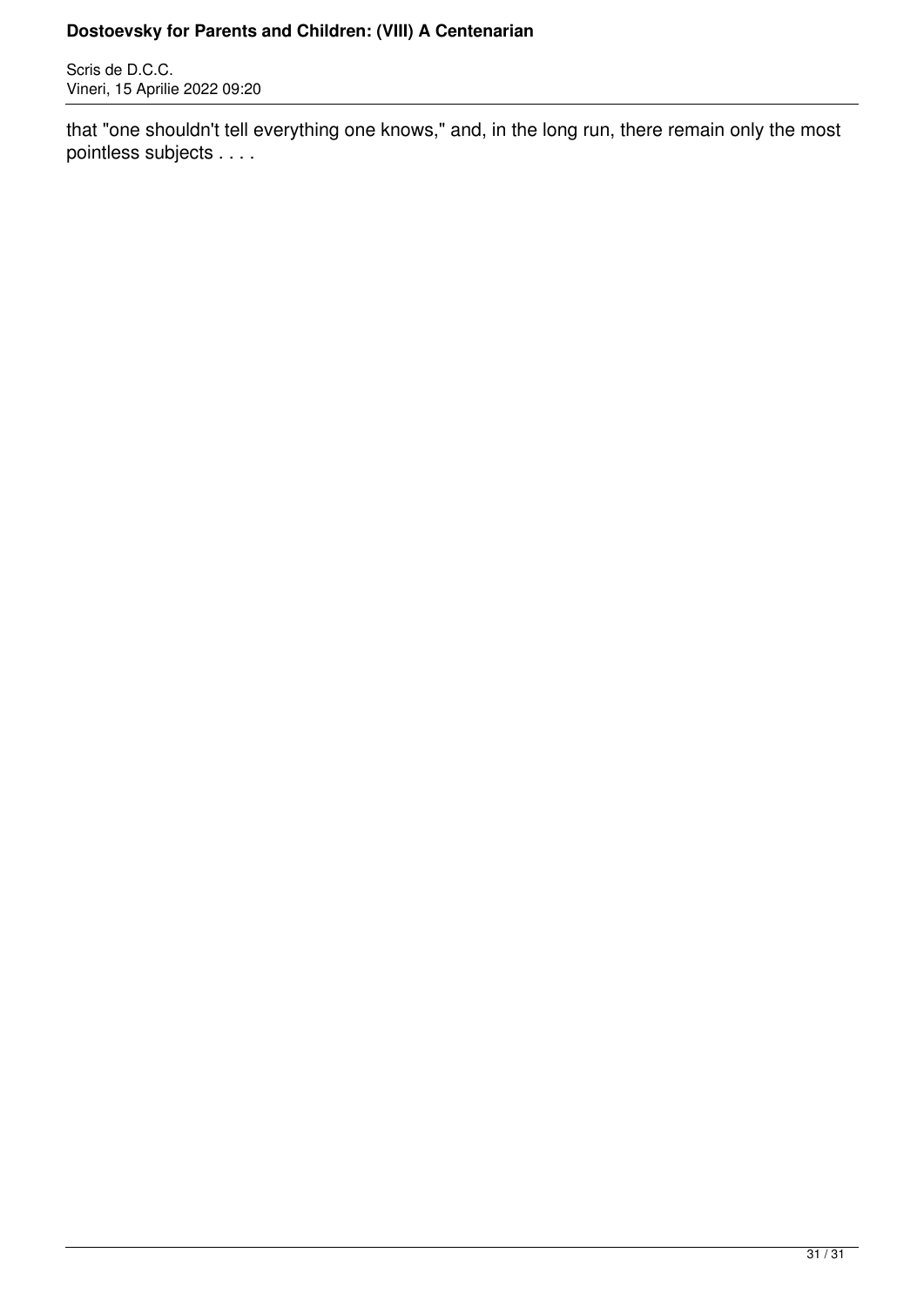that "one shouldn't tell everything one knows," and, in the long run, there remain only the most pointless subjects . . . .